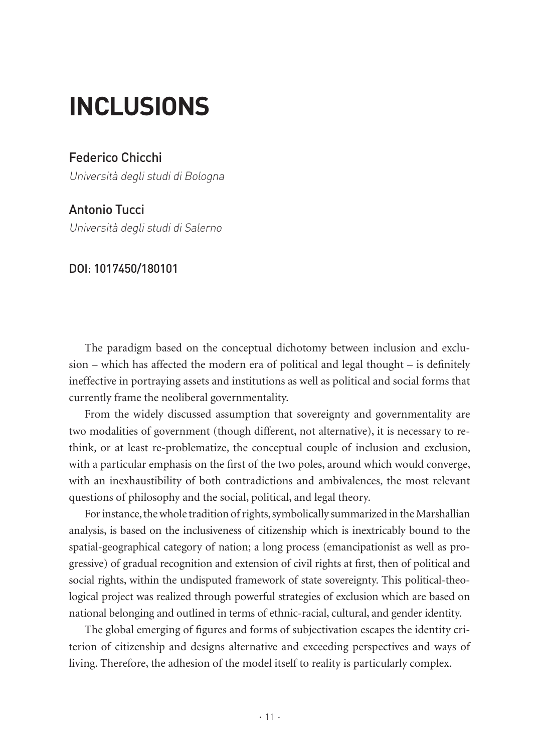# INCLUSIONS

Federico Chicchi

*Università degli studi di Bologna*

Antonio Tucci

*Università degli studi di Salerno*

DOI: 1017450/180101

The paradigm based on the conceptual dichotomy between inclusion and exclusion – which has affected the modern era of political and legal thought – is definitely ineffective in portraying assets and institutions as well as political and social forms that currently frame the neoliberal governmentality.

From the widely discussed assumption that sovereignty and governmentality are two modalities of government (though different, not alternative), it is necessary to rethink, or at least re-problematize, the conceptual couple of inclusion and exclusion, with a particular emphasis on the first of the two poles, around which would converge, with an inexhaustibility of both contradictions and ambivalences, the most relevant questions of philosophy and the social, political, and legal theory.

For instance, the whole tradition of rights, symbolically summarized in the Marshallian analysis, is based on the inclusiveness of citizenship which is inextricably bound to the spatial-geographical category of nation; a long process (emancipationist as well as progressive) of gradual recognition and extension of civil rights at first, then of political and social rights, within the undisputed framework of state sovereignty. This political-theological project was realized through powerful strategies of exclusion which are based on national belonging and outlined in terms of ethnic-racial, cultural, and gender identity.

The global emerging of figures and forms of subjectivation escapes the identity criterion of citizenship and designs alternative and exceeding perspectives and ways of living. Therefore, the adhesion of the model itself to reality is particularly complex.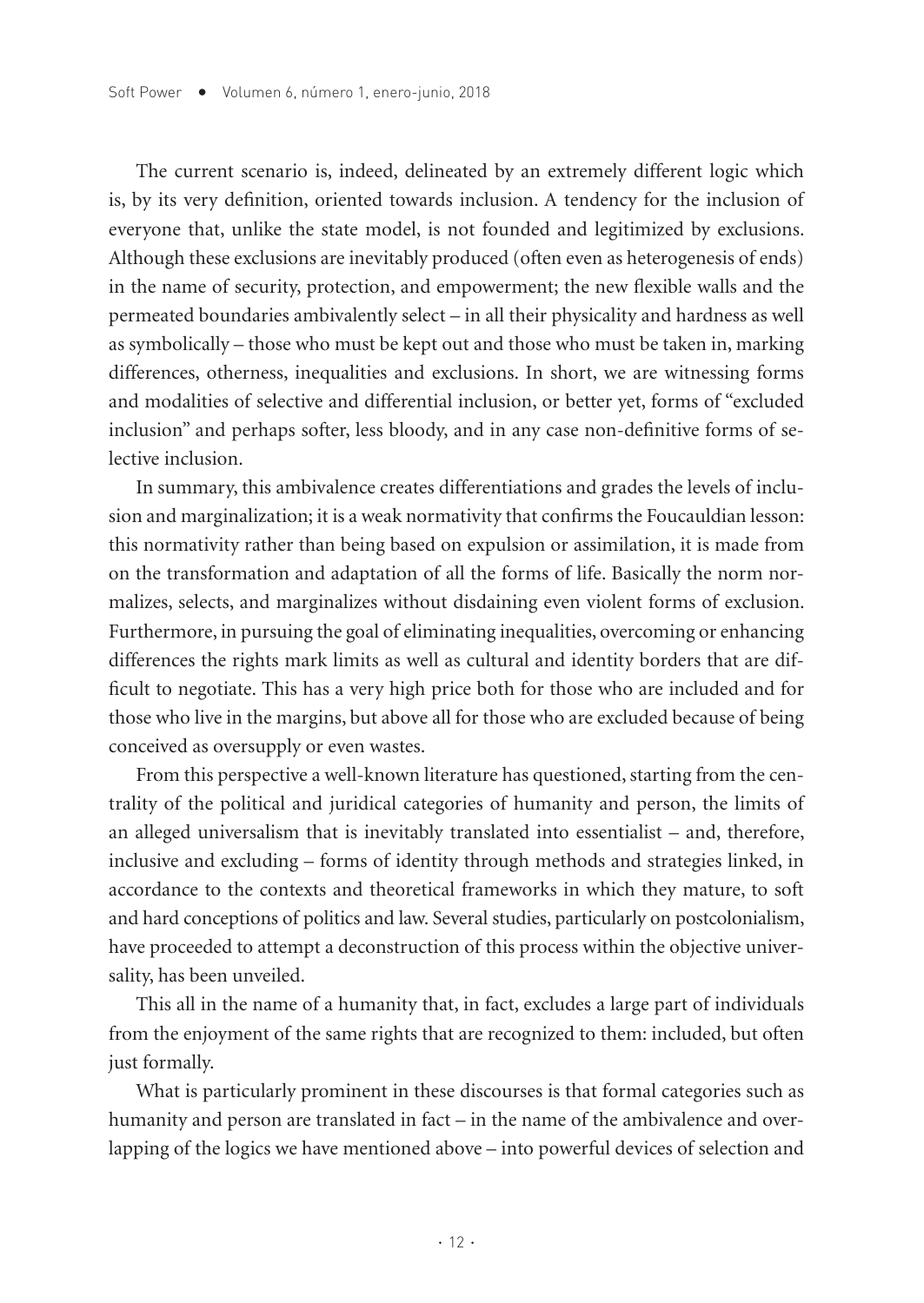The current scenario is, indeed, delineated by an extremely different logic which is, by its very definition, oriented towards inclusion. A tendency for the inclusion of everyone that, unlike the state model, is not founded and legitimized by exclusions. Although these exclusions are inevitably produced (often even as heterogenesis of ends) in the name of security, protection, and empowerment; the new flexible walls and the permeated boundaries ambivalently select – in all their physicality and hardness as well as symbolically – those who must be kept out and those who must be taken in, marking differences, otherness, inequalities and exclusions. In short, we are witnessing forms and modalities of selective and differential inclusion, or better yet, forms of "excluded inclusion" and perhaps softer, less bloody, and in any case non-definitive forms of selective inclusion.

In summary, this ambivalence creates differentiations and grades the levels of inclusion and marginalization; it is a weak normativity that confirms the Foucauldian lesson: this normativity rather than being based on expulsion or assimilation, it is made from on the transformation and adaptation of all the forms of life. Basically the norm normalizes, selects, and marginalizes without disdaining even violent forms of exclusion. Furthermore, in pursuing the goal of eliminating inequalities, overcoming or enhancing differences the rights mark limits as well as cultural and identity borders that are difficult to negotiate. This has a very high price both for those who are included and for those who live in the margins, but above all for those who are excluded because of being conceived as oversupply or even wastes.

From this perspective a well-known literature has questioned, starting from the centrality of the political and juridical categories of humanity and person, the limits of an alleged universalism that is inevitably translated into essentialist – and, therefore, inclusive and excluding – forms of identity through methods and strategies linked, in accordance to the contexts and theoretical frameworks in which they mature, to soft and hard conceptions of politics and law. Several studies, particularly on postcolonialism, have proceeded to attempt a deconstruction of this process within the objective universality, has been unveiled.

This all in the name of a humanity that, in fact, excludes a large part of individuals from the enjoyment of the same rights that are recognized to them: included, but often just formally.

What is particularly prominent in these discourses is that formal categories such as humanity and person are translated in fact – in the name of the ambivalence and overlapping of the logics we have mentioned above – into powerful devices of selection and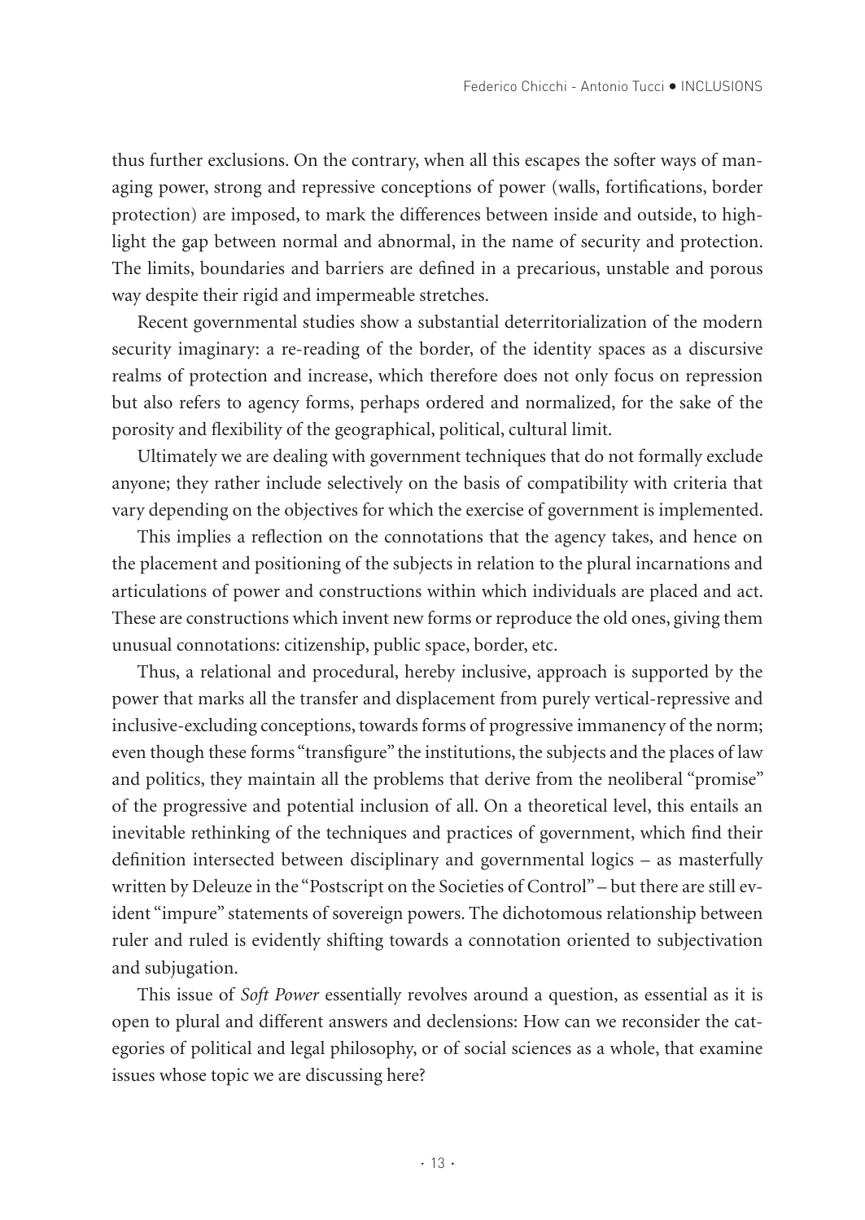thus further exclusions. On the contrary, when all this escapes the softer ways of managing power, strong and repressive conceptions of power (walls, fortifications, border protection) are imposed, to mark the differences between inside and outside, to highlight the gap between normal and abnormal, in the name of security and protection. The limits, boundaries and barriers are defined in a precarious, unstable and porous way despite their rigid and impermeable stretches.

Recent governmental studies show a substantial deterritorialization of the modern security imaginary: a re-reading of the border, of the identity spaces as a discursive realms of protection and increase, which therefore does not only focus on repression but also refers to agency forms, perhaps ordered and normalized, for the sake of the porosity and flexibility of the geographical, political, cultural limit.

Ultimately we are dealing with government techniques that do not formally exclude anyone; they rather include selectively on the basis of compatibility with criteria that vary depending on the objectives for which the exercise of government is implemented.

This implies a reflection on the connotations that the agency takes, and hence on the placement and positioning of the subjects in relation to the plural incarnations and articulations of power and constructions within which individuals are placed and act. These are constructions which invent new forms or reproduce the old ones, giving them unusual connotations: citizenship, public space, border, etc.

Thus, a relational and procedural, hereby inclusive, approach is supported by the power that marks all the transfer and displacement from purely vertical-repressive and inclusive-excluding conceptions, towards forms of progressive immanency of the norm; even though these forms "transfigure" the institutions, the subjects and the places of law and politics, they maintain all the problems that derive from the neoliberal "promise" of the progressive and potential inclusion of all. On a theoretical level, this entails an inevitable rethinking of the techniques and practices of government, which find their definition intersected between disciplinary and governmental logics – as masterfully written by Deleuze in the "Postscript on the Societies of Control" – but there are still evident "impure" statements of sovereign powers. The dichotomous relationship between ruler and ruled is evidently shifting towards a connotation oriented to subjectivation and subjugation.

This issue of *Soft Power* essentially revolves around a question, as essential as it is open to plural and different answers and declensions: How can we reconsider the categories of political and legal philosophy, or of social sciences as a whole, that examine issues whose topic we are discussing here?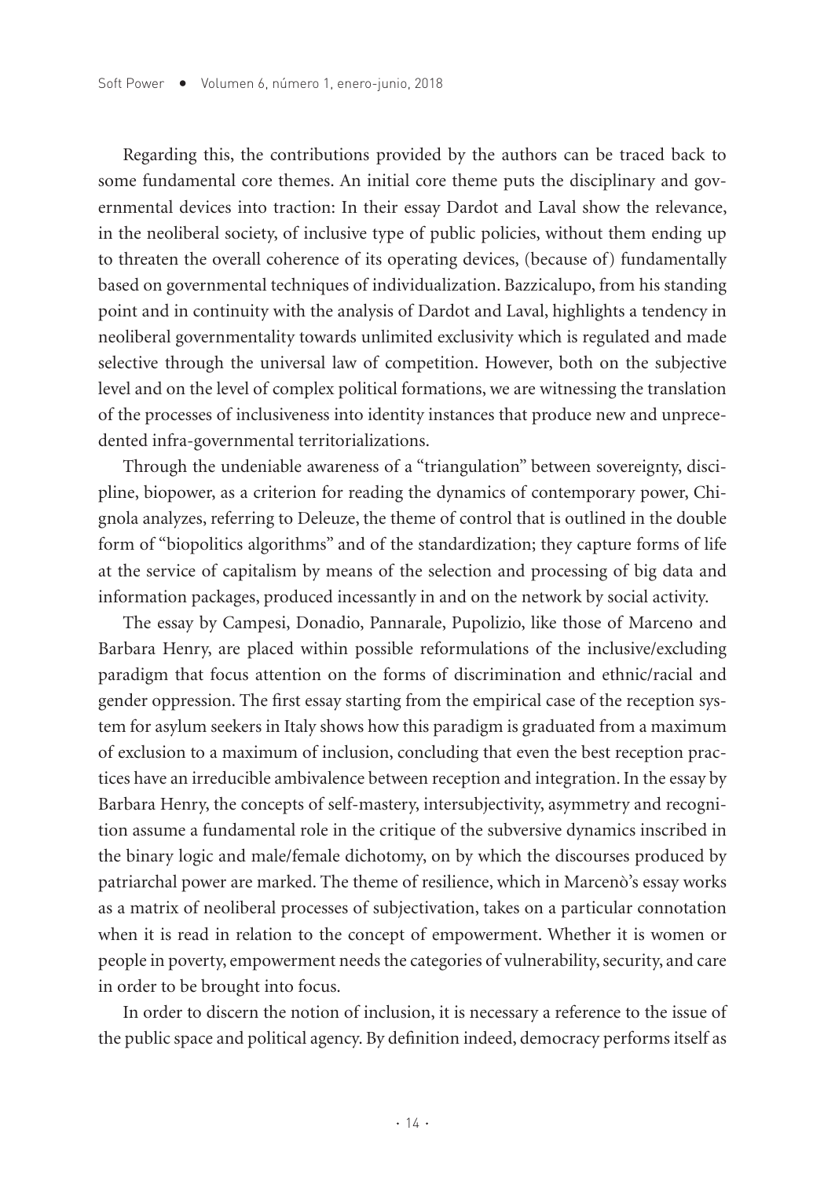Regarding this, the contributions provided by the authors can be traced back to some fundamental core themes. An initial core theme puts the disciplinary and governmental devices into traction: In their essay Dardot and Laval show the relevance, in the neoliberal society, of inclusive type of public policies, without them ending up to threaten the overall coherence of its operating devices, (because of) fundamentally based on governmental techniques of individualization. Bazzicalupo, from his standing point and in continuity with the analysis of Dardot and Laval, highlights a tendency in neoliberal governmentality towards unlimited exclusivity which is regulated and made selective through the universal law of competition. However, both on the subjective level and on the level of complex political formations, we are witnessing the translation of the processes of inclusiveness into identity instances that produce new and unprecedented infra-governmental territorializations.

Through the undeniable awareness of a "triangulation" between sovereignty, discipline, biopower, as a criterion for reading the dynamics of contemporary power, Chignola analyzes, referring to Deleuze, the theme of control that is outlined in the double form of "biopolitics algorithms" and of the standardization; they capture forms of life at the service of capitalism by means of the selection and processing of big data and information packages, produced incessantly in and on the network by social activity.

The essay by Campesi, Donadio, Pannarale, Pupolizio, like those of Marceno and Barbara Henry, are placed within possible reformulations of the inclusive/excluding paradigm that focus attention on the forms of discrimination and ethnic/racial and gender oppression. The first essay starting from the empirical case of the reception system for asylum seekers in Italy shows how this paradigm is graduated from a maximum of exclusion to a maximum of inclusion, concluding that even the best reception practices have an irreducible ambivalence between reception and integration. In the essay by Barbara Henry, the concepts of self-mastery, intersubjectivity, asymmetry and recognition assume a fundamental role in the critique of the subversive dynamics inscribed in the binary logic and male/female dichotomy, on by which the discourses produced by patriarchal power are marked. The theme of resilience, which in Marcenò's essay works as a matrix of neoliberal processes of subjectivation, takes on a particular connotation when it is read in relation to the concept of empowerment. Whether it is women or people in poverty, empowerment needs the categories of vulnerability, security, and care in order to be brought into focus.

In order to discern the notion of inclusion, it is necessary a reference to the issue of the public space and political agency. By definition indeed, democracy performs itself as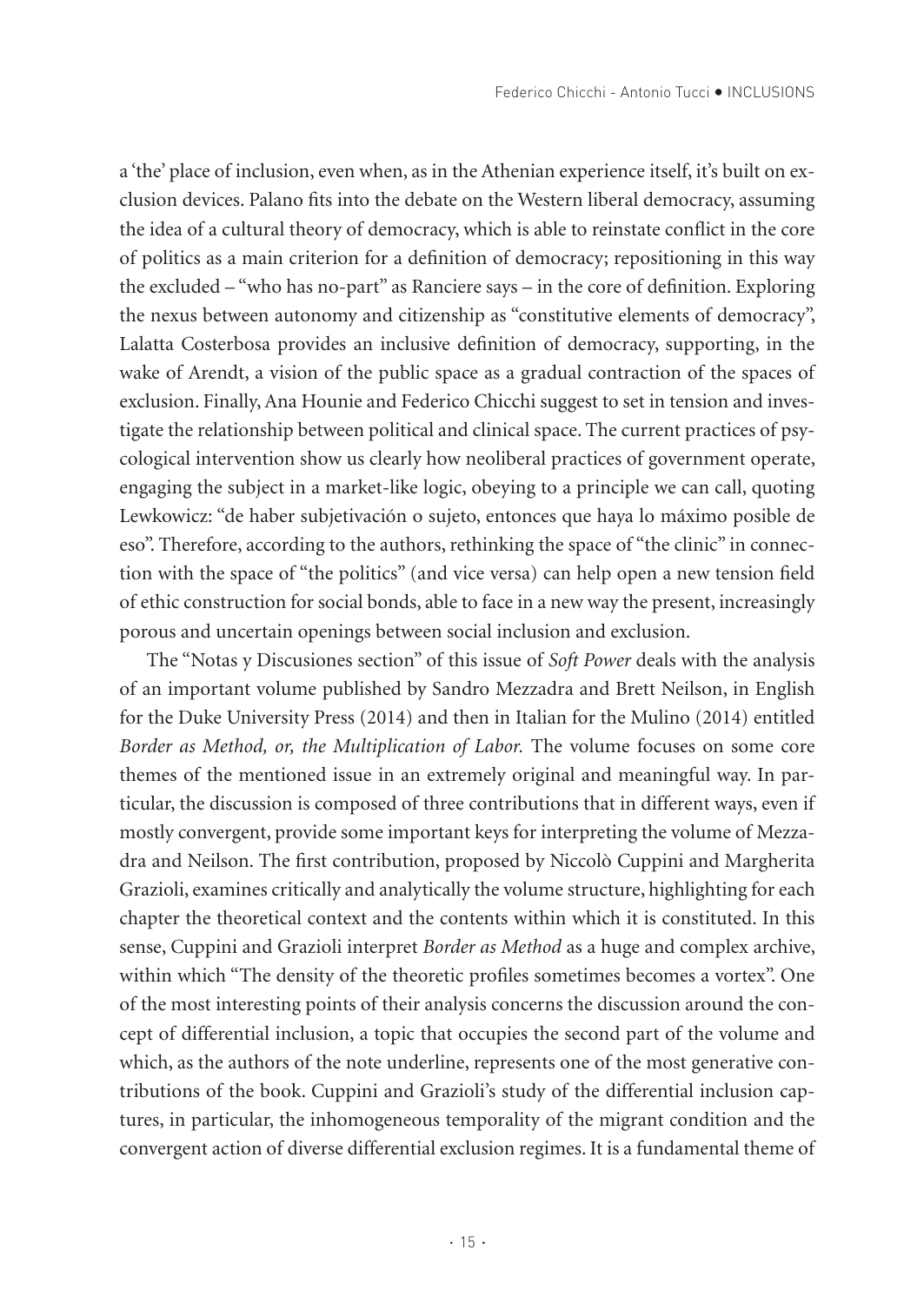a 'the' place of inclusion, even when, as in the Athenian experience itself, it's built on exclusion devices. Palano fits into the debate on the Western liberal democracy, assuming the idea of a cultural theory of democracy, which is able to reinstate conflict in the core of politics as a main criterion for a definition of democracy; repositioning in this way the excluded – "who has no-part" as Ranciere says – in the core of definition. Exploring the nexus between autonomy and citizenship as "constitutive elements of democracy", Lalatta Costerbosa provides an inclusive definition of democracy, supporting, in the wake of Arendt, a vision of the public space as a gradual contraction of the spaces of exclusion. Finally, Ana Hounie and Federico Chicchi suggest to set in tension and investigate the relationship between political and clinical space. The current practices of psycological intervention show us clearly how neoliberal practices of government operate, engaging the subject in a market-like logic, obeying to a principle we can call, quoting Lewkowicz: "de haber subjetivación o sujeto, entonces que haya lo máximo posible de eso". Therefore, according to the authors, rethinking the space of "the clinic" in connection with the space of "the politics" (and vice versa) can help open a new tension field of ethic construction for social bonds, able to face in a new way the present, increasingly porous and uncertain openings between social inclusion and exclusion.

The "Notas y Discusiones section" of this issue of *Soft Power* deals with the analysis of an important volume published by Sandro Mezzadra and Brett Neilson, in English for the Duke University Press (2014) and then in Italian for the Mulino (2014) entitled *Border as Method, or, the Multiplication of Labor.* The volume focuses on some core themes of the mentioned issue in an extremely original and meaningful way. In particular, the discussion is composed of three contributions that in different ways, even if mostly convergent, provide some important keys for interpreting the volume of Mezzadra and Neilson. The first contribution, proposed by Niccolò Cuppini and Margherita Grazioli, examines critically and analytically the volume structure, highlighting for each chapter the theoretical context and the contents within which it is constituted. In this sense, Cuppini and Grazioli interpret *Border as Method* as a huge and complex archive, within which "The density of the theoretic profiles sometimes becomes a vortex". One of the most interesting points of their analysis concerns the discussion around the concept of differential inclusion, a topic that occupies the second part of the volume and which, as the authors of the note underline, represents one of the most generative contributions of the book. Cuppini and Grazioli's study of the differential inclusion captures, in particular, the inhomogeneous temporality of the migrant condition and the convergent action of diverse differential exclusion regimes. It is a fundamental theme of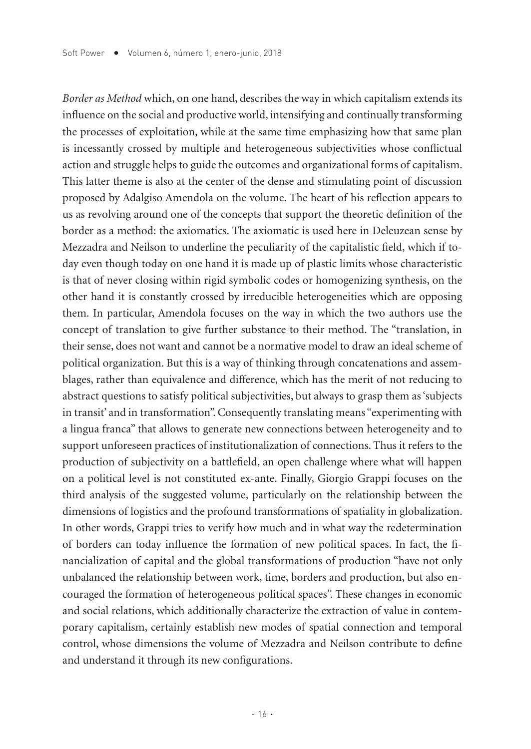*Border as Method* which, on one hand, describes the way in which capitalism extends its influence on the social and productive world, intensifying and continually transforming the processes of exploitation, while at the same time emphasizing how that same plan is incessantly crossed by multiple and heterogeneous subjectivities whose conflictual action and struggle helps to guide the outcomes and organizational forms of capitalism. This latter theme is also at the center of the dense and stimulating point of discussion proposed by Adalgiso Amendola on the volume. The heart of his reflection appears to us as revolving around one of the concepts that support the theoretic definition of the border as a method: the axiomatics. The axiomatic is used here in Deleuzean sense by Mezzadra and Neilson to underline the peculiarity of the capitalistic field, which if today even though today on one hand it is made up of plastic limits whose characteristic is that of never closing within rigid symbolic codes or homogenizing synthesis, on the other hand it is constantly crossed by irreducible heterogeneities which are opposing them. In particular, Amendola focuses on the way in which the two authors use the concept of translation to give further substance to their method. The "translation, in their sense, does not want and cannot be a normative model to draw an ideal scheme of political organization. But this is a way of thinking through concatenations and assemblages, rather than equivalence and difference, which has the merit of not reducing to abstract questions to satisfy political subjectivities, but always to grasp them as 'subjects in transit' and in transformation". Consequently translating means "experimenting with a lingua franca" that allows to generate new connections between heterogeneity and to support unforeseen practices of institutionalization of connections. Thus it refers to the production of subjectivity on a battlefield, an open challenge where what will happen on a political level is not constituted ex-ante. Finally, Giorgio Grappi focuses on the third analysis of the suggested volume, particularly on the relationship between the dimensions of logistics and the profound transformations of spatiality in globalization. In other words, Grappi tries to verify how much and in what way the redetermination of borders can today influence the formation of new political spaces. In fact, the financialization of capital and the global transformations of production "have not only unbalanced the relationship between work, time, borders and production, but also encouraged the formation of heterogeneous political spaces". These changes in economic and social relations, which additionally characterize the extraction of value in contemporary capitalism, certainly establish new modes of spatial connection and temporal control, whose dimensions the volume of Mezzadra and Neilson contribute to define and understand it through its new configurations.